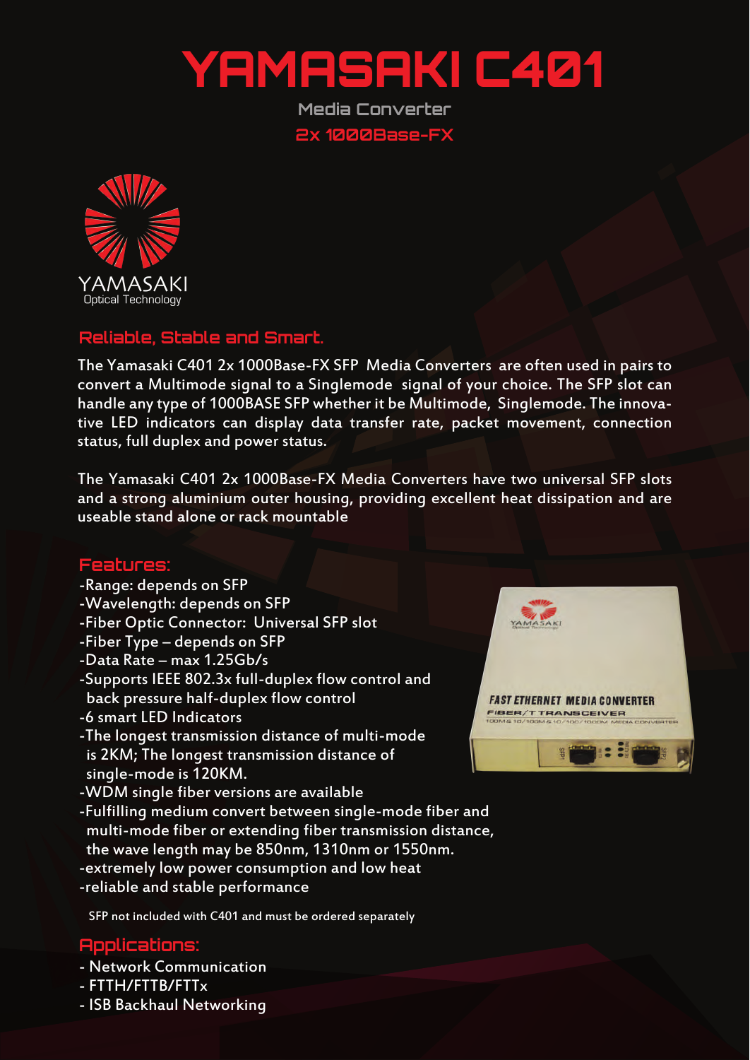# YAMASAKI C401

Media Converter

2x 1000Base-FX

YAMASAKI
Optical Technology

## Reliable, Stable and Smart.

The Yamasaki C401 2x 1000Base-FX SFP Media Converters are often used in pairs to convert a Multimode signal to a Singlemode signal of your choice. The SFP slot can handle any type of 1000BASE SFP whether it be Multimode, Singlemode. The innovative LED indicators can display data transfer rate, packet movement, connection status, full duplex and power status.

The Yamasaki C401 2x 1000Base-FX Media Converters have two universal SFP slots and a strong aluminium outer housing, providing excellent heat dissipation and are useable stand alone or rack mountable

## Features:

-Range: depends on SFP
-Wavelength: depends on SFP
-Fiber Optic Connector: Universal SFP slot
-Fiber Type – depends on SFP
-Data Rate – max 1.25Gb/s
-Supports IEEE 802.3x full-duplex flow control and back pressure half-duplex flow control
-6 smart LED Indicators
-The longest transmission distance of multi-mode is 2KM; The longest transmission distance of single-mode is 120KM.
-WDM single fiber versions are available
-Fulfilling medium convert between single-mode fiber and multi-mode fiber or extending fiber transmission distance, the wave length may be 850nm, 1310nm or 1550nm.
-extremely low power consumption and low heat
-reliable and stable performance

SFP not included with C401 and must be ordered separately

## Applications:

- Network Communication
- FTTH/FTTB/FTTx
- ISB Backhaul Networking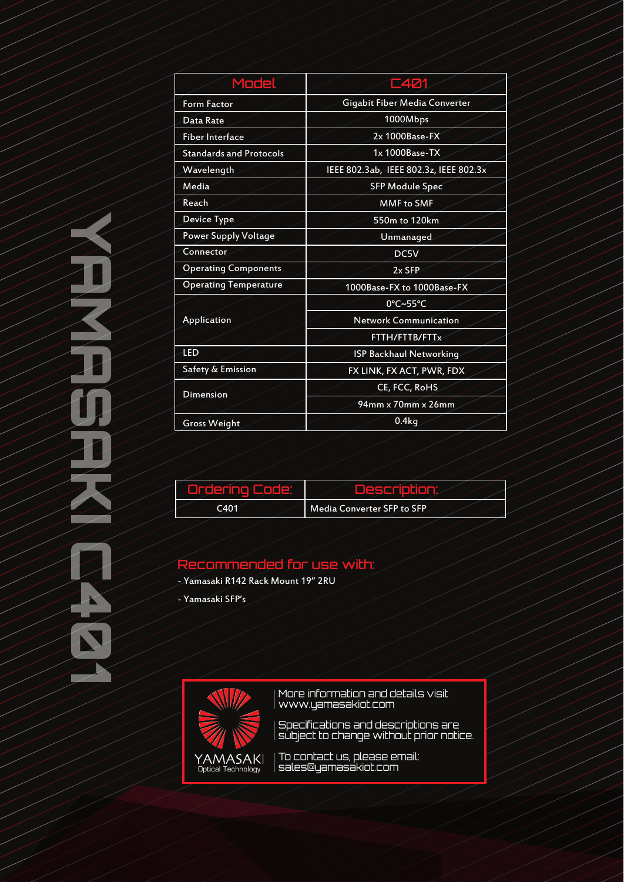# YAMASAKI C401

| Model | C401 |
|---|---|
| Form Factor | Gigabit Fiber Media Converter |
| Data Rate | 1000Mbps |
| Fiber Interface | 2x 1000Base-FX |
| Standards and Protocols | 1x 1000Base-TX |
| Wavelength | IEEE 802.3ab, IEEE 802.3z, IEEE 802.3x |
| Media | SFP Module Spec |
| Reach | MMF to SMF |
| Device Type | 550m to 120km |
| Power Supply Voltage | Unmanaged |
| Connector | DC5V |
| Operating Components | 2x SFP |
| Operating Temperature | 1000Base-FX to 1000Base-FX |
| Application | 0°C~55°C |
| | Network Communication |
| | FTTH/FTTB/FTTx |
| LED | ISP Backhaul Networking |
| Safety & Emission | FX LINK, FX ACT, PWR, FDX |
| Dimension | CE, FCC, RoHS |
| | 94mm x 70mm x 26mm |
| Gross Weight | 0.4kg |

| Ordering Code: | Description: |
|---|---|
| C401 | Media Converter SFP to SFP |

## Recommended for use with:

- Yamasaki R142 Rack Mount 19" 2RU
- Yamasaki SFP's

YAMASAKI
Optical Technology

More information and details visit
www.yamasakiot.com

Specifications and descriptions are subject to change without prior notice.

To contact us, please email:
sales@yamasakiot.com